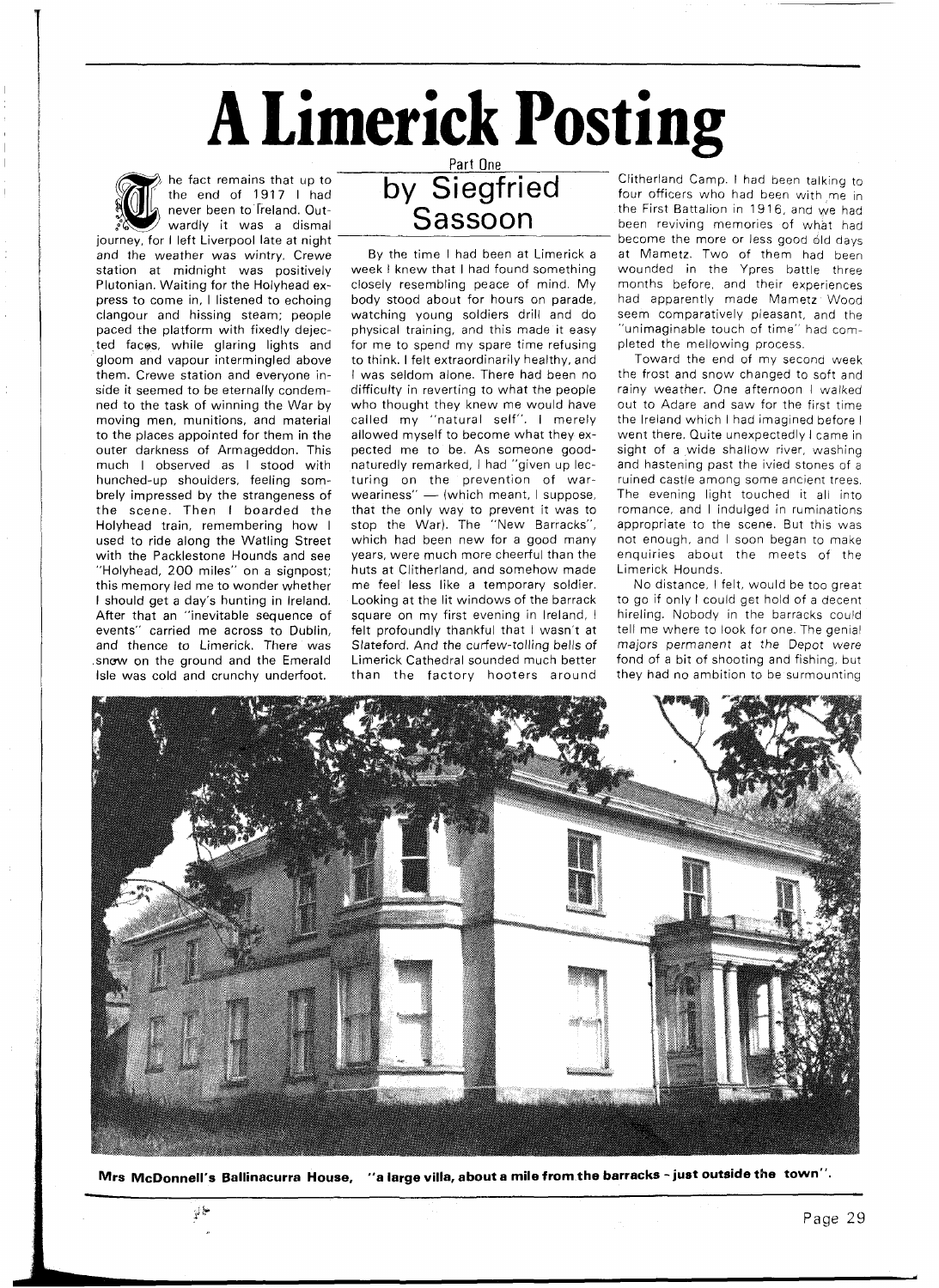# A Limerick Posting

Part One

## by Siegfried Sassoon

The fact remains that up to the end of 1917 I had never been to Ireland. Outwardly it was a dismal journey, for I left Liverpool late at night and the weather was wintry. Crewe station at midnight was positively Plutonian. Waiting for the Holyhead express to come in, I listened to echoing clangour and hissing steam; people paced the platform with fixedly dejected faces, while glaring lights and gloom and vapour intermingled above them. Crewe station and everyone inside it seemed to be eternally condemned to the task of winning the War by moving men, munitions, and material to the places appointed for them in the outer darkness of Armageddon. This much I observed as I stood with hunched-up shoulders, feeling sombrely impressed by the strangeness of the scene. Then I boarded the Holyhead train, remembering how I used to ride along the Watling Street with the Packlestone Hounds and see "Holyhead, 200 miles" on a signpost; this memory led me to wonder whether I should get a day's hunting in Ireland. After that an "inevitable sequence of events" carried me across to Dublin, and thence to Limerick. There was snow on the ground and the Emerald Isle was cold and crunchy underfoot.

By the time I had been at Limerick a week I knew that I had found something closely resembling peace of mind. My body stood about for hours on parade, watching young soldiers drill and do physical training, and this made it easy for me to spend my spare time refusing to think. I felt extraordinarily healthy, and I was seldom alone. There had been no difficulty in reverting to what the people who thought they knew me would have called my "natural self". I merely allowed myself to become what they expected me to be. As someone goodnaturedly remarked, I had "given up lecturing on the prevention of war-weariness" — (which meant, I suppose, that the only way to prevent it was to stop the War). The "New Barracks", which had been new for a good many years, were much more cheerful than the huts at Clitherland, and somehow made me feel less like a temporary soldier. Looking at the lit windows of the barrack square on my first evening in Ireland, I felt profoundly thankful that I wasn't at *Slateford*. And the curfew-tolling bells of Limerick Cathedral sounded much better than the factory hooters around Clitherland Camp. I had been talking to four officers who had been with me in the First Battalion in 1916, and we had been reviving memories of what had become the more or less good old days at Mametz. Two of them had been wounded in the Ypres battle three months before, and their experiences had apparently made Mametz Wood seem comparatively pleasant, and the "unimaginable touch of time" had completed the mellowing process.

Toward the end of my second week the frost and snow changed to soft and rainy weather. One afternoon I walked out to Adare and saw for the first time the Ireland which I had imagined before I went there. Quite unexpectedly I came in sight of a wide shallow river, washing and hastening past the ivied stones of a ruined castle among some ancient trees. The evening light touched it all into romance, and I indulged in ruminations appropriate to the scene. But this was not enough, and I soon began to make enquiries about the meets of the Limerick Hounds.

No distance, I felt, would be too great to go if only I could get hold of a decent hireling. Nobody in the barracks could tell me where to look for one. The genial majors permanent at the Depot were fond of a bit of shooting and fishing, but they had no ambition to be surmounting

**Mrs McDonnell's Ballinacurra House, "a large villa, about a mile from the barracks - just outside the town".**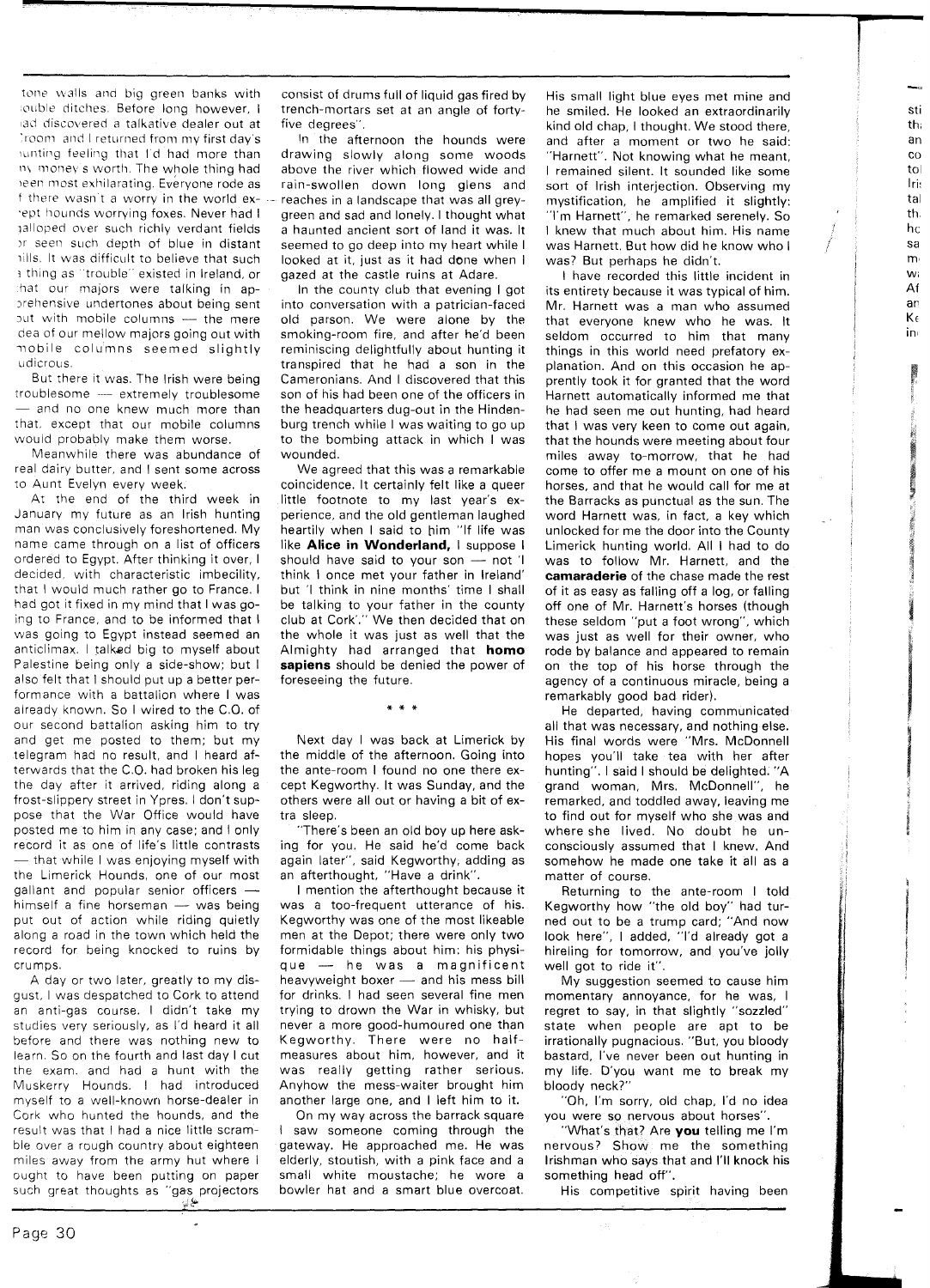tone walls and big green banks with double ditches. Before long however, I had discovered a talkative dealer out at Croom and I returned from my first day's hunting feeling that I'd had more than my money's worth. The whole thing had been most exhilarating. Everyone rode as if there wasn't a worry in the world except hounds worrying foxes. Never had I galloped over such richly verdant fields or seen such depth of blue in distant hills. It was difficult to believe that such a thing as "trouble" existed in Ireland, or that our majors were talking in apprehensive undertones about being sent out with mobile columns — the mere idea of our mellow majors going out with mobile columns seemed slightly ludicrous.

But there it was. The Irish were being troublesome — extremely troublesome — and no one knew much more than that, except that our mobile columns would probably make them worse.

Meanwhile there was abundance of real dairy butter, and I sent some across to Aunt Evelyn every week.

At the end of the third week in January my future as an Irish hunting man was conclusively foreshortened. My name came through on a list of officers ordered to Egypt. After thinking it over, I decided, with characteristic imbecility, that I would much rather go to France. I had got it fixed in my mind that I was going to France, and to be informed that I was going to Egypt instead seemed an anticlimax. I talked big to myself about Palestine being only a side-show; but I also felt that I should put up a better performance with a battalion where I was already known. So I wired to the C.O. of our second battalion asking him to try and get me posted to them; but my telegram had no result, and I heard afterwards that the C.O. had broken his leg the day after it arrived, riding along a frost-slippery street in Ypres. I don't suppose that the War Office would have posted me to him in any case; and I only record it as one of life's little contrasts — that while I was enjoying myself with the Limerick Hounds, one of our most gallant and popular senior officers — himself a fine horseman — was being put out of action while riding quietly along a road in the town which held the record for being knocked to ruins by crumps.

A day or two later, greatly to my disgust, I was despatched to Cork to attend an anti-gas course. I didn't take my studies very seriously, as I'd heard it all before and there was nothing new to learn. So on the fourth and last day I cut the exam. and had a hunt with the Muskerry Hounds. I had introduced myself to a well-known horse-dealer in Cork who hunted the hounds, and the result was that I had a nice little scramble over a rough country about eighteen miles away from the army hut where I ought to have been putting on paper such great thoughts as "gas projectors consist of drums full of liquid gas fired by trench-mortars set at an angle of forty-five degrees".

In the afternoon the hounds were drawing slowly along some woods above the river which flowed wide and rain-swollen down long glens and reaches in a landscape that was all grey-green and sad and lonely. I thought what a haunted ancient sort of land it was. It seemed to go deep into my heart while I looked at it, just as it had done when I gazed at the castle ruins at Adare.

In the county club that evening I got into conversation with a patrician-faced old parson. We were alone by the smoking-room fire, and after he'd been reminiscing delightfully about hunting it transpired that he had a son in the Cameronians. And I discovered that this son of his had been one of the officers in the headquarters dug-out in the Hindenburg trench while I was waiting to go up to the bombing attack in which I was wounded.

We agreed that this was a remarkable coincidence. It certainly felt like a queer little footnote to my last year's experience, and the old gentleman laughed heartily when I said to him "If life was like **Alice in Wonderland,** I suppose I should have said to your son — not 'I think I once met your father in Ireland' but 'I think in nine months' time I shall be talking to your father in the county club at Cork'." We then decided that on the whole it was just as well that the Almighty had arranged that **homo sapiens** should be denied the power of foreseeing the future.

\* \* \*

Next day I was back at Limerick by the middle of the afternoon. Going into the ante-room I found no one there except Kegworthy. It was Sunday, and the others were all out or having a bit of extra sleep.

"There's been an old boy up here asking for you. He said he'd come back again later", said Kegworthy, adding as an afterthought, "Have a drink".

I mention the afterthought because it was a too-frequent utterance of his. Kegworthy was one of the most likeable men at the Depot; there were only two formidable things about him: his physique — he was a magnificent heavyweight boxer — and his mess bill for drinks. I had seen several fine men trying to drown the War in whisky, but never a more good-humoured one than Kegworthy. There were no half-measures about him, however, and it was really getting rather serious. Anyhow the mess-waiter brought him another large one, and I left him to it.

On my way across the barrack square I saw someone coming through the gateway. He approached me. He was elderly, stoutish, with a pink face and a small white moustache; he wore a bowler hat and a smart blue overcoat. His small light blue eyes met mine and he smiled. He looked an extraordinarily kind old chap, I thought. We stood there, and after a moment or two he said: "Harnett". Not knowing what he meant, I remained silent. It sounded like some sort of Irish interjection. Observing my mystification, he amplified it slightly: "I'm Harnett", he remarked serenely. So I knew that much about him. His name was Harnett. But how did he know who I was? But perhaps he didn't.

I have recorded this little incident in its entirety because it was typical of him. Mr. Harnett was a man who assumed that everyone knew who he was. It seldom occurred to him that many things in this world need prefatory explanation. And on this occasion he apprently took it for granted that the word Harnett automatically informed me that he had seen me out hunting, had heard that I was very keen to come out again, that the hounds were meeting about four miles away to-morrow, that he had come to offer me a mount on one of his horses, and that he would call for me at the Barracks as punctual as the sun. The word Harnett was, in fact, a key which unlocked for me the door into the County Limerick hunting world. All I had to do was to follow Mr. Harnett, and the **camaraderie** of the chase made the rest of it as easy as falling off a log, or falling off one of Mr. Harnett's horses (though these seldom "put a foot wrong", which was just as well for their owner, who rode by balance and appeared to remain on the top of his horse through the agency of a continuous miracle, being a remarkably good bad rider).

He departed, having communicated all that was necessary, and nothing else. His final words were "Mrs. McDonnell hopes you'll take tea with her after hunting". I said I should be delighted. "A grand woman, Mrs. McDonnell", he remarked, and toddled away, leaving me to find out for myself who she was and where she lived. No doubt he unconsciously assumed that I knew. And somehow he made one take it all as a matter of course.

Returning to the ante-room I told Kegworthy how "the old boy" had turned out to be a trump card; "And now look here", I added, "I'd already got a hireling for tomorrow, and you've jolly well got to ride it".

My suggestion seemed to cause him momentary annoyance, for he was, I regret to say, in that slightly "sozzled" state when people are apt to be irrationally pugnacious. "But, you bloody bastard, I've never been out hunting in my life. D'you want me to break my bloody neck?"

"Oh, I'm sorry, old chap, I'd no idea you were so nervous about horses".

"What's that? Are **you** telling me I'm nervous? Show me the something Irishman who says that and I'll knock his something head off".

His competitive spirit having been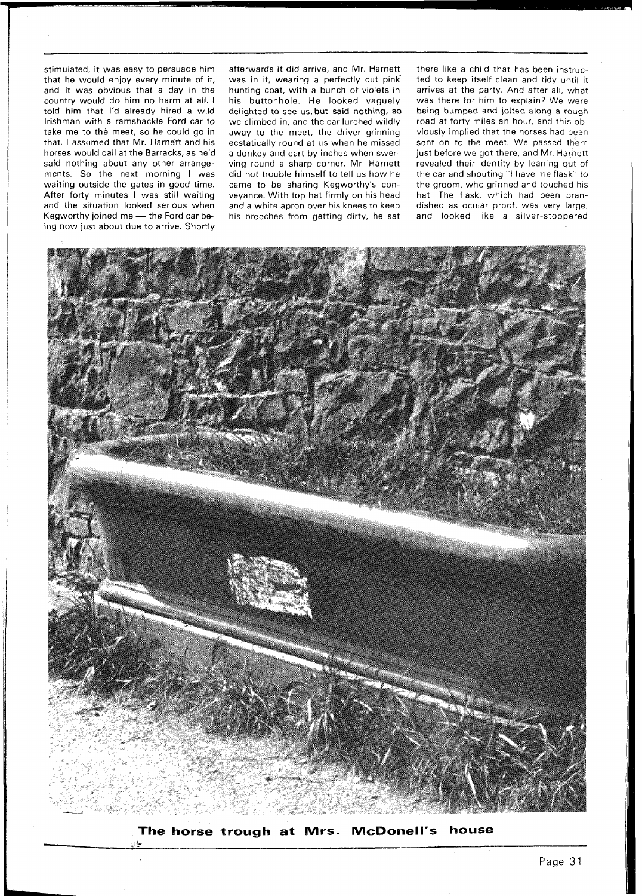stimulated, it was easy to persuade him that he would enjoy every minute of it, and it was obvious that a day in the country would do him no harm at all. I told him that I'd already hired a wild Irishman with a ramshackle Ford car to take me to the meet, so he could go in that. I assumed that Mr. Harnett and his horses would call at the Barracks, as he'd said nothing about any other arrangements. So the next morning I was waiting outside the gates in good time. After forty minutes I was still waiting and the situation looked serious when Kegworthy joined me — the Ford car being now just about due to arrive. Shortly afterwards it did arrive, and Mr. Harnett was in it, wearing a perfectly cut pink hunting coat, with a bunch of violets in his buttonhole. He looked vaguely delighted to see us, but said nothing, so we climbed in, and the car lurched wildly away to the meet, the driver grinning ecstatically round at us when he missed a donkey and cart by inches when swerving round a sharp corner. Mr. Harnett did not trouble himself to tell us how he came to be sharing Kegworthy's conveyance. With top hat firmly on his head and a white apron over his knees to keep his breeches from getting dirty, he sat there like a child that has been instructed to keep itself clean and tidy until it arrives at the party. And after all, what was there for him to explain? We were being bumped and jolted along a rough road at forty miles an hour, and this obviously implied that the horses had been sent on to the meet. We passed them just before we got there, and Mr. Harnett revealed their identity by leaning out of the car and shouting "I have me flask" to the groom, who grinned and touched his hat. The flask, which had been brandished as ocular proof, was very large, and looked like a silver-stoppered

**The horse trough at Mrs. McDonell's house**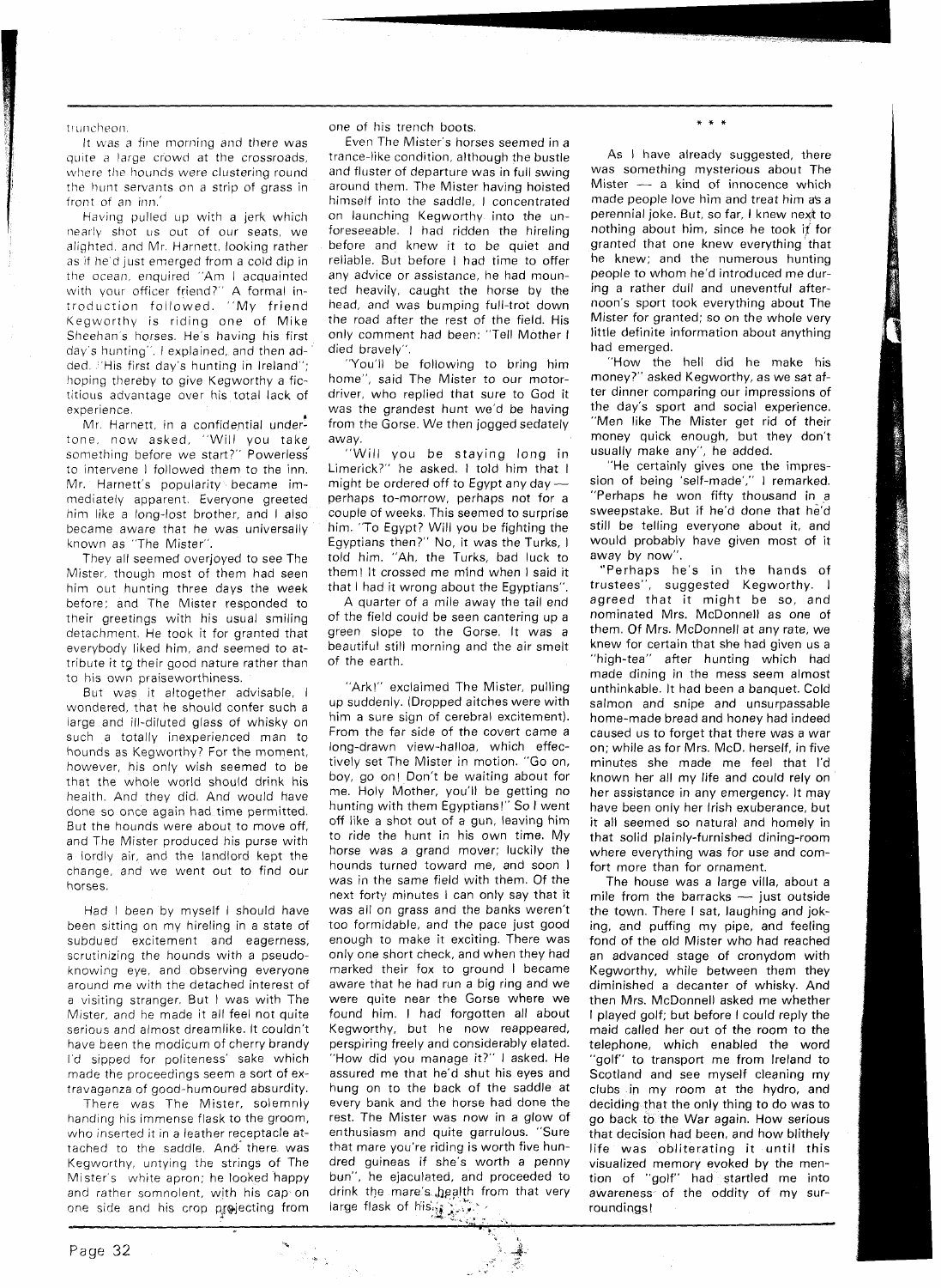truncheon.

It was a fine morning and there was quite a large crowd at the crossroads, where the hounds were clustering round the hunt servants on a strip of grass in front of an inn.'

Having pulled up with a jerk which nearly shot us out of our seats, we alighted, and Mr. Harnett, looking rather as if he'd just emerged from a cold dip in the ocean, enquired "Am I acquainted with your officer friend?" A formal introduction followed. "My friend Kegworthy is riding one of Mike Sheehan's horses. He's having his first day's hunting", I explained, and then added, "His first day's hunting in Ireland"; hoping thereby to give Kegworthy a fictitious advantage over his total lack of experience.

Mr. Harnett, in a confidential undertone, now asked, "Will you take something before we start?" Powerless to intervene I followed them to the inn. Mr. Harnett's popularity became immediately apparent. Everyone greeted him like a long-lost brother, and I also became aware that he was universally known as "The Mister".

They all seemed overjoyed to see The Mister, though most of them had seen him out hunting three days the week before; and The Mister responded to their greetings with his usual smiling detachment. He took it for granted that everybody liked him, and seemed to attribute it to their good nature rather than to his own praiseworthiness.

But was it altogether advisable, I wondered, that he should confer such a large and ill-diluted glass of whisky on such a totally inexperienced man to hounds as Kegworthy? For the moment, however, his only wish seemed to be that the whole world should drink his health. And they did. And would have done so once again had time permitted. But the hounds were about to move off, and The Mister produced his purse with a lordly air, and the landlord kept the change, and we went out to find our horses.

Had I been by myself I should have been sitting on my hireling in a state of subdued excitement and eagerness, scrutinizing the hounds with a pseudo-knowing eye, and observing everyone around me with the detached interest of a visiting stranger. But I was with The Mister, and he made it all feel not quite serious and almost dreamlike. It couldn't have been the modicum of cherry brandy I'd sipped for politeness' sake which made the proceedings seem a sort of extravaganza of good-humoured absurdity.

There was The Mister, solemnly handing his immense flask to the groom, who inserted it in a leather receptacle attached to the saddle. And there was Kegworthy, untying the strings of The Mister's white apron; he looked happy and rather somnolent, with his cap on one side and his crop projecting from one of his trench boots.

Even The Mister's horses seemed in a trance-like condition, although the bustle and fluster of departure was in full swing around them. The Mister having hoisted himself into the saddle, I concentrated on launching Kegworthy into the unforeseeable. I had ridden the hireling before and knew it to be quiet and reliable. But before I had time to offer any advice or assistance, he had mounted heavily, caught the horse by the head, and was bumping full-trot down the road after the rest of the field. His only comment had been: "Tell Mother I died bravely".

"You'll be following to bring him home", said The Mister to our motor-driver, who replied that sure to God it was the grandest hunt we'd be having from the Gorse. We then jogged sedately away.

"Will you be staying long in Limerick?" he asked. I told him that I might be ordered off to Egypt any day — perhaps to-morrow, perhaps not for a couple of weeks. This seemed to surprise him. "To Egypt? Will you be fighting the Egyptians then?" No, it was the Turks, I told him. "Ah, the Turks, bad luck to them! It crossed me mind when I said it that I had it wrong about the Egyptians".

A quarter of a mile away the tail end of the field could be seen cantering up a green slope to the Gorse. It was a beautiful still morning and the air smelt of the earth.

"Ark!" exclaimed The Mister, pulling up suddenly. (Dropped aitches were with him a sure sign of cerebral excitement). From the far side of the covert came a long-drawn view-halloa, which effectively set The Mister in motion. "Go on, boy, go on! Don't be waiting about for me. Holy Mother, you'll be getting no hunting with them Egyptians!" So I went off like a shot out of a gun, leaving him to ride the hunt in his own time. My horse was a grand mover; luckily the hounds turned toward me, and soon I was in the same field with them. Of the next forty minutes I can only say that it was all on grass and the banks weren't too formidable, and the pace just good enough to make it exciting. There was only one short check, and when they had marked their fox to ground I became aware that he had run a big ring and we were quite near the Gorse where we found him. I had forgotten all about Kegworthy, but he now reappeared, perspiring freely and considerably elated. "How did you manage it?" I asked. He assured me that he'd shut his eyes and hung on to the back of the saddle at every bank and the horse had done the rest. The Mister was now in a glow of enthusiasm and quite garrulous. "Sure that mare you're riding is worth five hundred guineas if she's worth a penny bun", he ejaculated, and proceeded to drink the mare's health from that very large flask of his.

\* \* \*

As I have already suggested, there was something mysterious about The Mister — a kind of innocence which made people love him and treat him as a perennial joke. But, so far, I knew next to nothing about him, since he took it for granted that one knew everything that he knew; and the numerous hunting people to whom he'd introduced me during a rather dull and uneventful afternoon's sport took everything about The Mister for granted; so on the whole very little definite information about anything had emerged.

"How the hell did he make his money?" asked Kegworthy, as we sat after dinner comparing our impressions of the day's sport and social experience. "Men like The Mister get rid of their money quick enough, but they don't usually make any", he added.

"He certainly gives one the impression of being 'self-made'," I remarked. "Perhaps he won fifty thousand in a sweepstake. But if he'd done that he'd still be telling everyone about it, and would probably have given most of it away by now".

"Perhaps he's in the hands of trustees", suggested Kegworthy. I agreed that it might be so, and nominated Mrs. McDonnell as one of them. Of Mrs. McDonnell at any rate, we knew for certain that she had given us a "high-tea" after hunting which had made dining in the mess seem almost unthinkable. It had been a banquet. Cold salmon and snipe and unsurpassable home-made bread and honey had indeed caused us to forget that there was a war on; while as for Mrs. McD. herself, in five minutes she made me feel that I'd known her all my life and could rely on her assistance in any emergency. It may have been only her Irish exuberance, but it all seemed so natural and homely in that solid plainly-furnished dining-room where everything was for use and comfort more than for ornament.

The house was a large villa, about a mile from the barracks — just outside the town. There I sat, laughing and joking, and puffing my pipe, and feeling fond of the old Mister who had reached an advanced stage of cronydom with Kegworthy, while between them they diminished a decanter of whisky. And then Mrs. McDonnell asked me whether I played golf; but before I could reply the maid called her out of the room to the telephone, which enabled the word "golf" to transport me from Ireland to Scotland and see myself cleaning my clubs in my room at the hydro, and deciding that the only thing to do was to go back to the War again. How serious that decision had been, and how blithely life was obliterating it until this visualized memory evoked by the mention of "golf" had startled me into awareness of the oddity of my surroundings!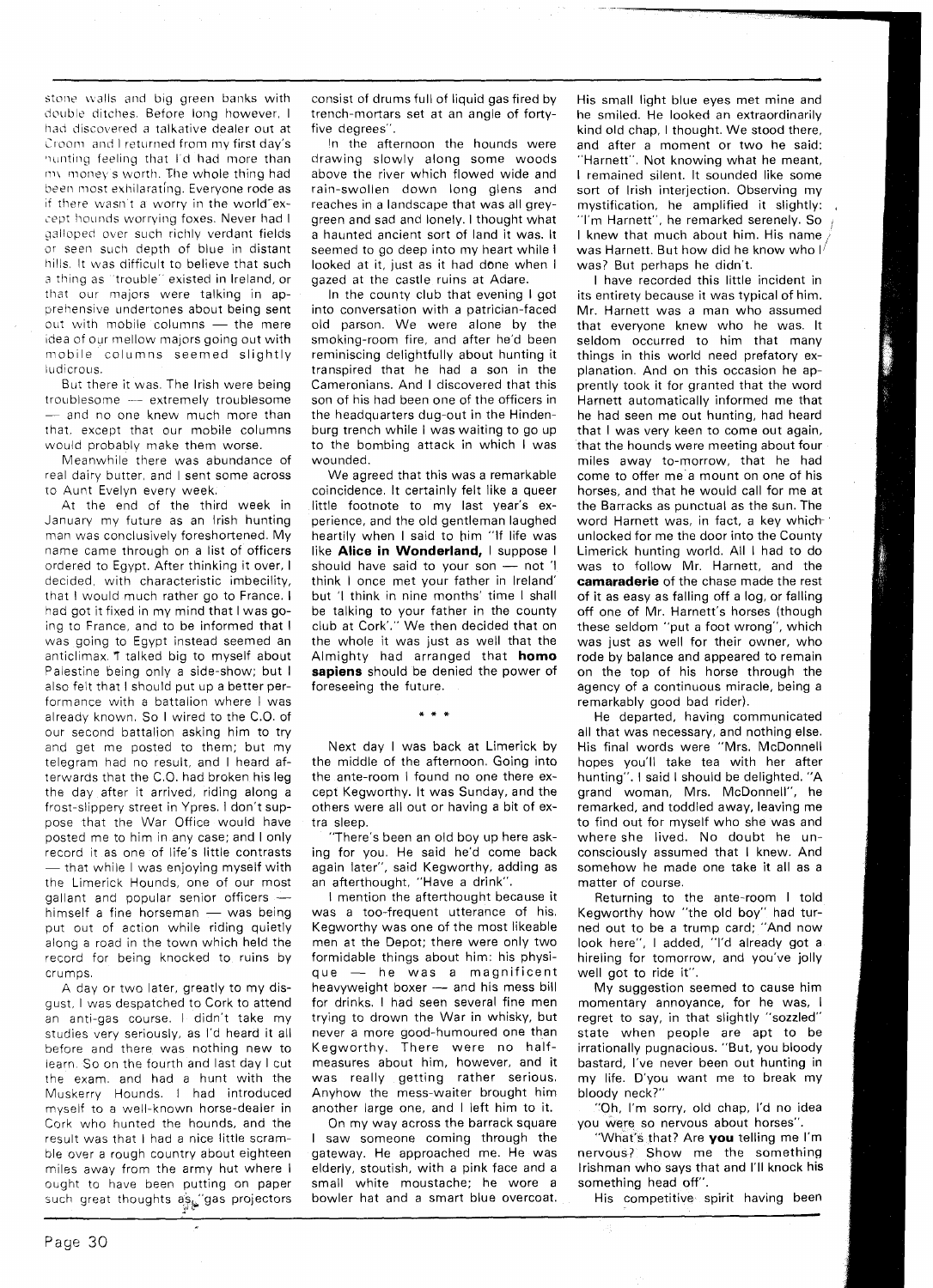stone walls and big green banks with double ditches. Before long however, I had discovered a talkative dealer out at Croom and I returned from my first day's hunting feeling that I'd had more than my money's worth. The whole thing had been most exhilarating. Everyone rode as if there wasn't a worry in the world except hounds worrying foxes. Never had I galloped over such richly verdant fields or seen such depth of blue in distant hills. It was difficult to believe that such a thing as "trouble" existed in Ireland, or that our majors were talking in apprehensive undertones about being sent out with mobile columns — the mere idea of our mellow majors going out with mobile columns seemed slightly ludicrous.

But there it was. The Irish were being troublesome — extremely troublesome — and no one knew much more than that, except that our mobile columns would probably make them worse.

Meanwhile there was abundance of real dairy butter, and I sent some across to Aunt Evelyn every week.

At the end of the third week in January my future as an Irish hunting man was conclusively foreshortened. My name came through on a list of officers ordered to Egypt. After thinking it over, I decided, with characteristic imbecility, that I would much rather go to France. I had got it fixed in my mind that I was going to France, and to be informed that I was going to Egypt instead seemed an anticlimax. I talked big to myself about Palestine being only a side-show; but I also felt that I should put up a better performance with a battalion where I was already known. So I wired to the C.O. of our second battalion asking him to try and get me posted to them; but my telegram had no result, and I heard afterwards that the C.O. had broken his leg the day after it arrived, riding along a frost-slippery street in Ypres. I don't suppose that the War Office would have posted me to him in any case; and I only record it as one of life's little contrasts — that while I was enjoying myself with the Limerick Hounds, one of our most gallant and popular senior officers — himself a fine horseman — was being put out of action while riding quietly along a road in the town which held the record for being knocked to ruins by crumps.

A day or two later, greatly to my disgust, I was despatched to Cork to attend an anti-gas course. I didn't take my studies very seriously, as I'd heard it all before and there was nothing new to learn. So on the fourth and last day I cut the exam. and had a hunt with the Muskerry Hounds. I had introduced myself to a well-known horse-dealer in Cork who hunted the hounds, and the result was that I had a nice little scramble over a rough country about eighteen miles away from the army hut where I ought to have been putting on paper such great thoughts as "gas projectors consist of drums full of liquid gas fired by trench-mortars set at an angle of forty-five degrees".

In the afternoon the hounds were drawing slowly along some woods above the river which flowed wide and rain-swollen down long glens and reaches in a landscape that was all grey-green and sad and lonely. I thought what a haunted ancient sort of land it was. It seemed to go deep into my heart while I looked at it, just as it had done when I gazed at the castle ruins at Adare.

In the county club that evening I got into conversation with a patrician-faced old parson. We were alone by the smoking-room fire, and after he'd been reminiscing delightfully about hunting it transpired that he had a son in the Cameronians. And I discovered that this son of his had been one of the officers in the headquarters dug-out in the Hindenburg trench while I was waiting to go up to the bombing attack in which I was wounded.

We agreed that this was a remarkable coincidence. It certainly felt like a queer little footnote to my last year's experience, and the old gentleman laughed heartily when I said to him "If life was like **Alice in Wonderland,** I suppose I should have said to your son — not 'I think I once met your father in Ireland' but 'I think in nine months' time I shall be talking to your father in the county club at Cork'." We then decided that on the whole it was just as well that the Almighty had arranged that **homo sapiens** should be denied the power of foreseeing the future.

\* \* \*

Next day I was back at Limerick by the middle of the afternoon. Going into the ante-room I found no one there except Kegworthy. It was Sunday, and the others were all out or having a bit of extra sleep.

"There's been an old boy up here asking for you. He said he'd come back again later", said Kegworthy, adding as an afterthought, "Have a drink".

I mention the afterthought because it was a too-frequent utterance of his. Kegworthy was one of the most likeable men at the Depot; there were only two formidable things about him: his physique — he was a magnificent heavyweight boxer — and his mess bill for drinks. I had seen several fine men trying to drown the War in whisky, but never a more good-humoured one than Kegworthy. There were no half-measures about him, however, and it was really getting rather serious. Anyhow the mess-waiter brought him another large one, and I left him to it.

On my way across the barrack square I saw someone coming through the gateway. He approached me. He was elderly, stoutish, with a pink face and a small white moustache; he wore a bowler hat and a smart blue overcoat. His small light blue eyes met mine and he smiled. He looked an extraordinarily kind old chap, I thought. We stood there, and after a moment or two he said: "Harnett". Not knowing what he meant, I remained silent. It sounded like some sort of Irish interjection. Observing my mystification, he amplified it slightly: "I'm Harnett", he remarked serenely. So I knew that much about him. His name was Harnett. But how did he know who I was? But perhaps he didn't.

I have recorded this little incident in its entirety because it was typical of him. Mr. Harnett was a man who assumed that everyone knew who he was. It seldom occurred to him that many things in this world need prefatory explanation. And on this occasion he apprently took it for granted that the word Harnett automatically informed me that he had seen me out hunting, had heard that I was very keen to come out again, that the hounds were meeting about four miles away to-morrow, that he had come to offer me a mount on one of his horses, and that he would call for me at the Barracks as punctual as the sun. The word Harnett was, in fact, a key which unlocked for me the door into the County Limerick hunting world. All I had to do was to follow Mr. Harnett, and the **camaraderie** of the chase made the rest of it as easy as falling off a log, or falling off one of Mr. Harnett's horses (though these seldom "put a foot wrong", which was just as well for their owner, who rode by balance and appeared to remain on the top of his horse through the agency of a continuous miracle, being a remarkably good bad rider).

He departed, having communicated all that was necessary, and nothing else. His final words were "Mrs. McDonnell hopes you'll take tea with her after hunting". I said I should be delighted. "A grand woman, Mrs. McDonnell", he remarked, and toddled away, leaving me to find out for myself who she was and where she lived. No doubt he unconsciously assumed that I knew. And somehow he made one take it all as a matter of course.

Returning to the ante-room I told Kegworthy how "the old boy" had turned out to be a trump card; "And now look here", I added, "I'd already got a hireling for tomorrow, and you've jolly well got to ride it".

My suggestion seemed to cause him momentary annoyance, for he was, I regret to say, in that slightly "sozzled" state when people are apt to be irrationally pugnacious. "But, you bloody bastard, I've never been out hunting in my life. D'you want me to break my bloody neck?"

"Oh, I'm sorry, old chap, I'd no idea you were so nervous about horses".

"What's that? Are **you** telling me I'm nervous? Show me the something Irishman who says that and I'll knock his something head off".

His competitive spirit having been